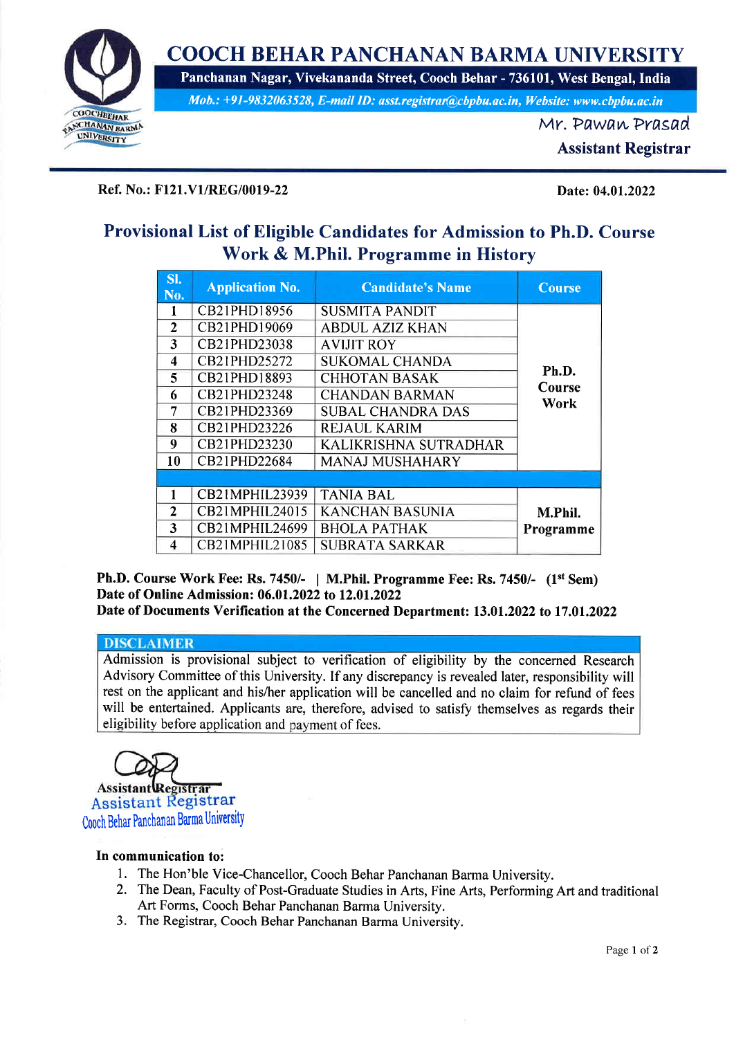# COOCH BEHAR PANCHANAN BARMA UNIVERSITY

**Panchanan Nagar, Vivekananda Street, Cooch Behar - 736101, West Bengal, India**

*Mob.: +91-9832063528, E-mail ID: asst.registrar@cbpbu.ac.in, Website: www.cbpbu.ac.in*

Mr. Pawan Prasad
**Assistant Registrar**

**Ref. No.: F121.V1/REG/0019-22** **Date: 04.01.2022**

## Provisional List of Eligible Candidates for Admission to Ph.D. Course Work & M.Phil. Programme in History

| Sl. No. | Application No. | Candidate's Name | Course |
|---|---|---|---|
| 1 | CB21PHD18956 | SUSMITA PANDIT | Ph.D. Course Work |
| 2 | CB21PHD19069 | ABDUL AZIZ KHAN | |
| 3 | CB21PHD23038 | AVIJIT ROY | |
| 4 | CB21PHD25272 | SUKOMAL CHANDA | |
| 5 | CB21PHD18893 | CHHOTAN BASAK | |
| 6 | CB21PHD23248 | CHANDAN BARMAN | |
| 7 | CB21PHD23369 | SUBAL CHANDRA DAS | |
| 8 | CB21PHD23226 | REJAUL KARIM | |
| 9 | CB21PHD23230 | KALIKRISHNA SUTRADHAR | |
| 10 | CB21PHD22684 | MANAJ MUSHAHARY | |
| | | | |
| 1 | CB21MPHIL23939 | TANIA BAL | M.Phil. Programme |
| 2 | CB21MPHIL24015 | KANCHAN BASUNIA | |
| 3 | CB21MPHIL24699 | BHOLA PATHAK | |
| 4 | CB21MPHIL21085 | SUBRATA SARKAR | |

**Ph.D. Course Work Fee: Rs. 7450/- | M.Phil. Programme Fee: Rs. 7450/- (1st Sem)**
**Date of Online Admission: 06.01.2022 to 12.01.2022**
**Date of Documents Verification at the Concerned Department: 13.01.2022 to 17.01.2022**

**DISCLAIMER**

Admission is provisional subject to verification of eligibility by the concerned Research Advisory Committee of this University. If any discrepancy is revealed later, responsibility will rest on the applicant and his/her application will be cancelled and no claim for refund of fees will be entertained. Applicants are, therefore, advised to satisfy themselves as regards their eligibility before application and payment of fees.

Assistant Registrar
Assistant Registrar
Cooch Behar Panchanan Barma University

**In communication to:**

1. The Hon'ble Vice-Chancellor, Cooch Behar Panchanan Barma University.
2. The Dean, Faculty of Post-Graduate Studies in Arts, Fine Arts, Performing Art and traditional Art Forms, Cooch Behar Panchanan Barma University.
3. The Registrar, Cooch Behar Panchanan Barma University.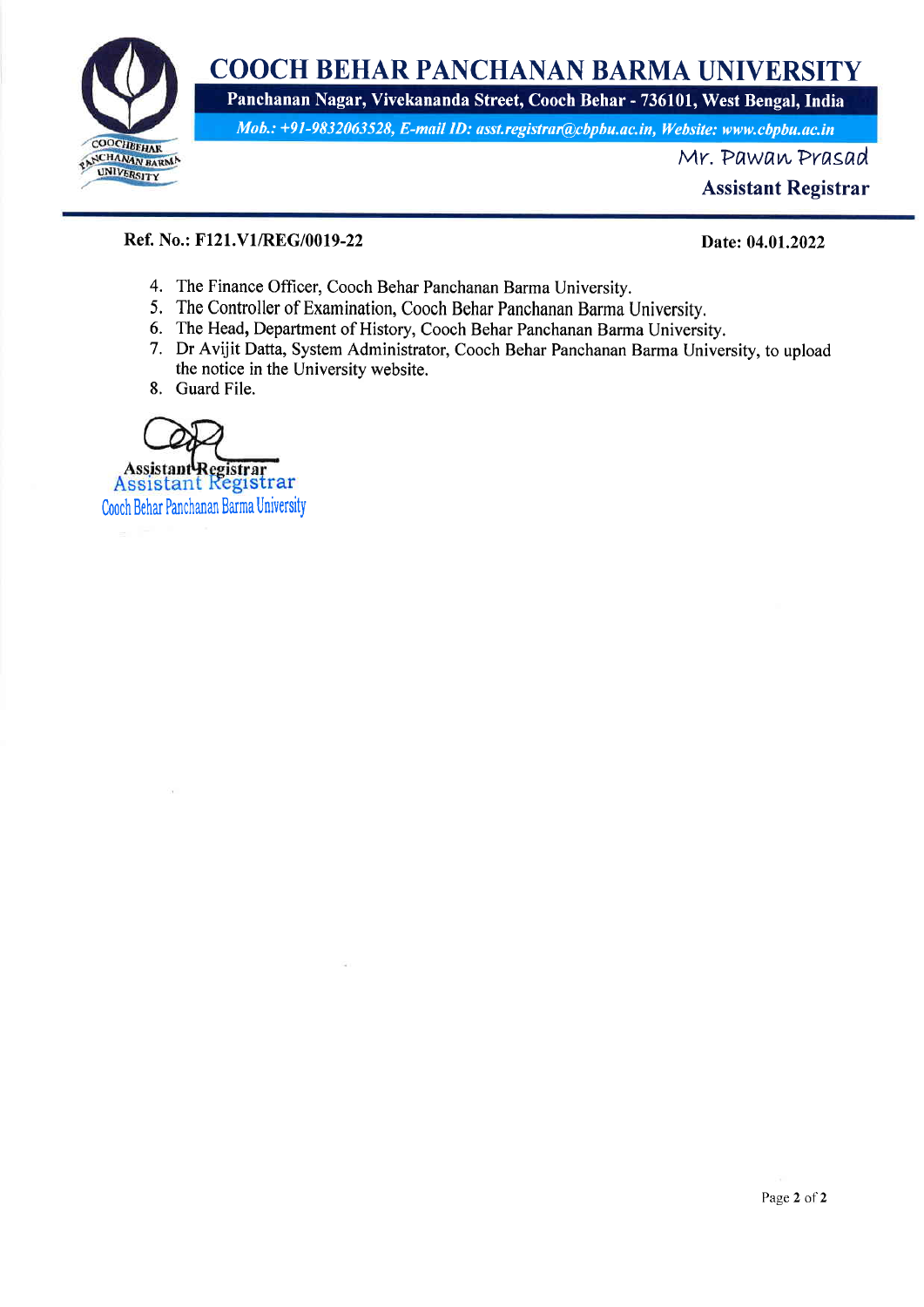# COOCH BEHAR PANCHANAN BARMA UNIVERSITY

**Panchanan Nagar, Vivekananda Street, Cooch Behar - 736101, West Bengal, India**

*Mob.: +91-9832063528, E-mail ID: asst.registrar@cbpbu.ac.in, Website: www.cbpbu.ac.in*

Mr. Pawan Prasad

**Assistant Registrar**

**Ref. No.: F121.V1/REG/0019-22**

**Date: 04.01.2022**

4. The Finance Officer, Cooch Behar Panchanan Barma University.
5. The Controller of Examination, Cooch Behar Panchanan Barma University.
6. The Head, Department of History, Cooch Behar Panchanan Barma University.
7. Dr Avijit Datta, System Administrator, Cooch Behar Panchanan Barma University, to upload the notice in the University website.
8. Guard File.

Assistant Registrar

Assistant Registrar
Cooch Behar Panchanan Barma University